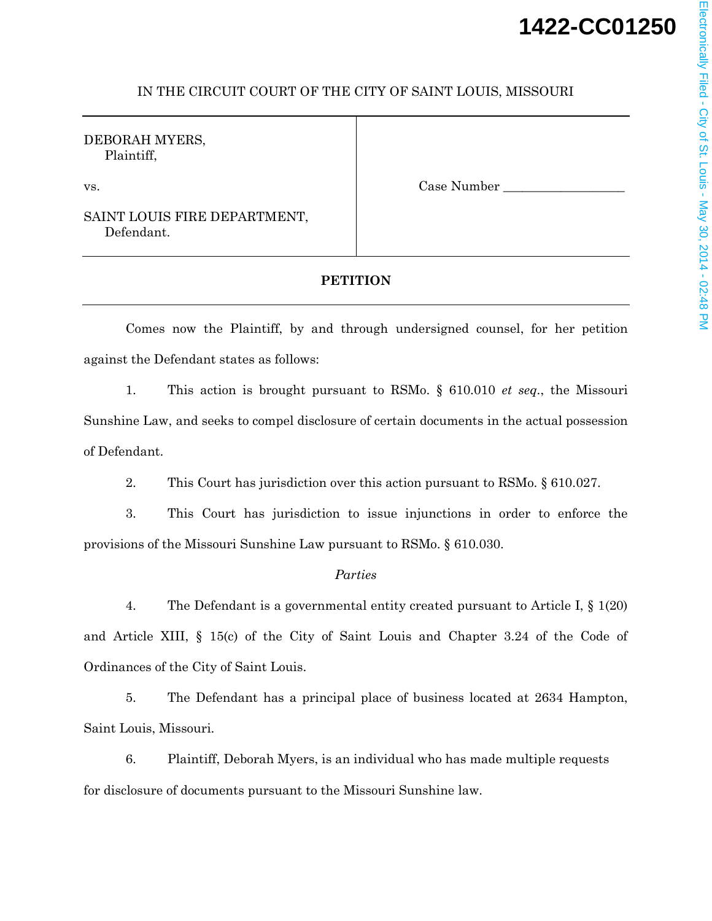1422-CC01250

IN THE CIRCUIT COURT OF THE CITY OF SAINT LOUIS, MISSOURI

| | |
|---|---|
| DEBORAH MYERS,<br>Plaintiff,<br><br>vs.<br><br>SAINT LOUIS FIRE DEPARTMENT,<br>Defendant. | Case Number ___________________ |

**PETITION**

Comes now the Plaintiff, by and through undersigned counsel, for her petition against the Defendant states as follows:

1. This action is brought pursuant to RSMo. § 610.010 *et seq*., the Missouri Sunshine Law, and seeks to compel disclosure of certain documents in the actual possession of Defendant.

2. This Court has jurisdiction over this action pursuant to RSMo. § 610.027.

3. This Court has jurisdiction to issue injunctions in order to enforce the provisions of the Missouri Sunshine Law pursuant to RSMo. § 610.030.

*Parties*

4. The Defendant is a governmental entity created pursuant to Article I, § 1(20) and Article XIII, § 15(c) of the City of Saint Louis and Chapter 3.24 of the Code of Ordinances of the City of Saint Louis.

5. The Defendant has a principal place of business located at 2634 Hampton, Saint Louis, Missouri.

6. Plaintiff, Deborah Myers, is an individual who has made multiple requests for disclosure of documents pursuant to the Missouri Sunshine law.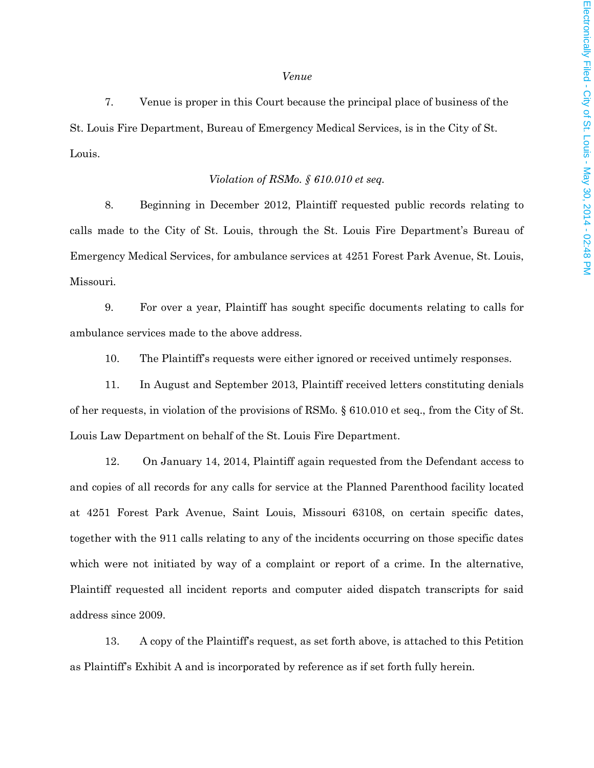*Venue*

7. Venue is proper in this Court because the principal place of business of the St. Louis Fire Department, Bureau of Emergency Medical Services, is in the City of St. Louis.

*Violation of RSMo. § 610.010 et seq.*

8. Beginning in December 2012, Plaintiff requested public records relating to calls made to the City of St. Louis, through the St. Louis Fire Department's Bureau of Emergency Medical Services, for ambulance services at 4251 Forest Park Avenue, St. Louis, Missouri.

9. For over a year, Plaintiff has sought specific documents relating to calls for ambulance services made to the above address.

10. The Plaintiff's requests were either ignored or received untimely responses.

11. In August and September 2013, Plaintiff received letters constituting denials of her requests, in violation of the provisions of RSMo. § 610.010 et seq., from the City of St. Louis Law Department on behalf of the St. Louis Fire Department.

12. On January 14, 2014, Plaintiff again requested from the Defendant access to and copies of all records for any calls for service at the Planned Parenthood facility located at 4251 Forest Park Avenue, Saint Louis, Missouri 63108, on certain specific dates, together with the 911 calls relating to any of the incidents occurring on those specific dates which were not initiated by way of a complaint or report of a crime. In the alternative, Plaintiff requested all incident reports and computer aided dispatch transcripts for said address since 2009.

13. A copy of the Plaintiff's request, as set forth above, is attached to this Petition as Plaintiff's Exhibit A and is incorporated by reference as if set forth fully herein.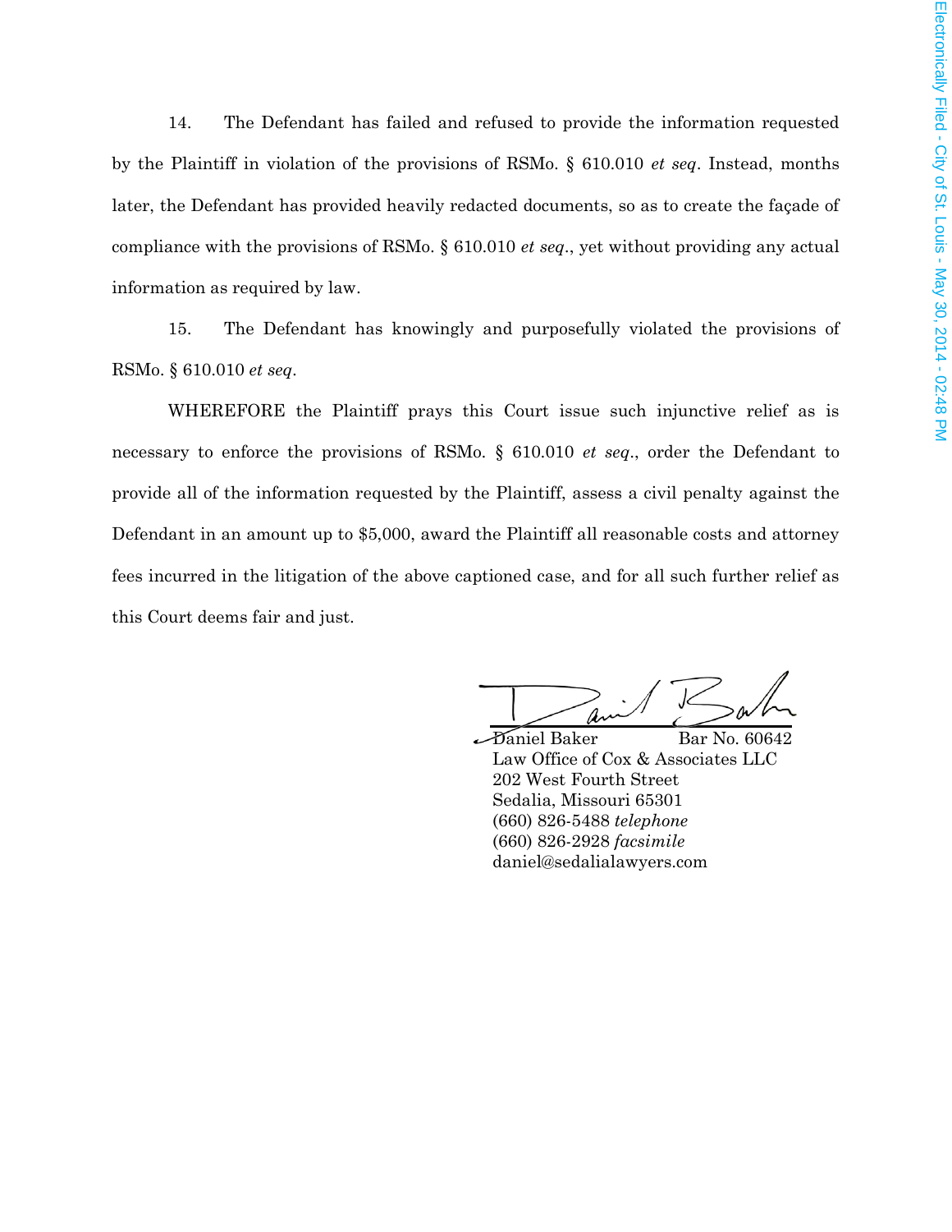14. The Defendant has failed and refused to provide the information requested by the Plaintiff in violation of the provisions of RSMo. § 610.010 *et seq*. Instead, months later, the Defendant has provided heavily redacted documents, so as to create the façade of compliance with the provisions of RSMo. § 610.010 *et seq*., yet without providing any actual information as required by law.

15. The Defendant has knowingly and purposefully violated the provisions of RSMo. § 610.010 *et seq*.

WHEREFORE the Plaintiff prays this Court issue such injunctive relief as is necessary to enforce the provisions of RSMo. § 610.010 *et seq*., order the Defendant to provide all of the information requested by the Plaintiff, assess a civil penalty against the Defendant in an amount up to $5,000, award the Plaintiff all reasonable costs and attorney fees incurred in the litigation of the above captioned case, and for all such further relief as this Court deems fair and just.

Daniel Baker Bar No. 60642
Law Office of Cox & Associates LLC
202 West Fourth Street
Sedalia, Missouri 65301
(660) 826-5488 *telephone*
(660) 826-2928 *facsimile*
daniel@sedalialawyers.com

Electronically Filed - City of St. Louis - May 30, 2014 - 02:48 PM